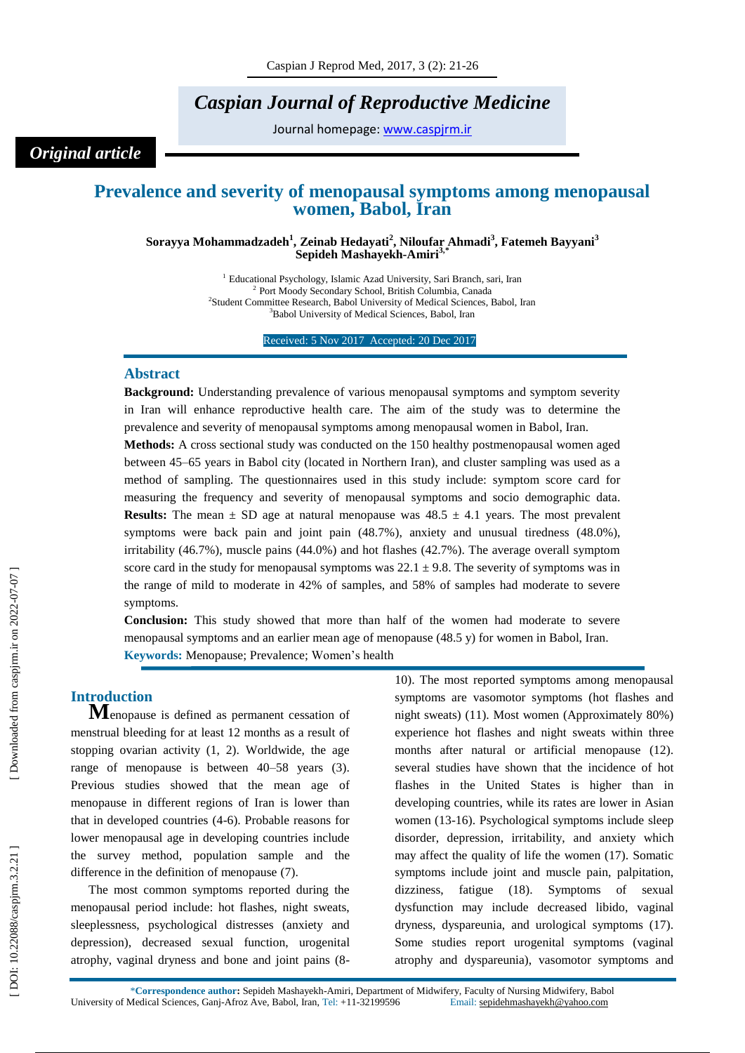# Caspian Journal of Reproductive Medicine

Journal homepage: www.caspjrm.ir

*Original article*

## Prevalence and severity of menopausal symptoms among menopausal women, Babol, Iran

**Sorayya Mohammadzadeh[1], Zeinab Hedayati[2], Niloufar Ahmadi[3], Fatemeh Bayyani[3] Sepideh Mashayekh-Amiri[3,*]**

[1] Educational Psychology, Islamic Azad University, Sari Branch, sari, Iran
[2] Port Moody Secondary School, British Columbia, Canada
[2]Student Committee Research, Babol University of Medical Sciences, Babol, Iran
[3]Babol University of Medical Sciences, Babol, Iran

Received: 5 Nov 2017 Accepted: 20 Dec 2017

### Abstract

**Background:** Understanding prevalence of various menopausal symptoms and symptom severity in Iran will enhance reproductive health care. The aim of the study was to determine the prevalence and severity of menopausal symptoms among menopausal women in Babol, Iran.

**Methods:** A cross sectional study was conducted on the 150 healthy postmenopausal women aged between 45–65 years in Babol city (located in Northern Iran), and cluster sampling was used as a method of sampling. The questionnaires used in this study include: symptom score card for measuring the frequency and severity of menopausal symptoms and socio demographic data.

**Results:** The mean ± SD age at natural menopause was 48.5 ± 4.1 years. The most prevalent symptoms were back pain and joint pain (48.7%), anxiety and unusual tiredness (48.0%), irritability (46.7%), muscle pains (44.0%) and hot flashes (42.7%). The average overall symptom score card in the study for menopausal symptoms was 22.1 ± 9.8. The severity of symptoms was in the range of mild to moderate in 42% of samples, and 58% of samples had moderate to severe symptoms.

**Conclusion:** This study showed that more than half of the women had moderate to severe menopausal symptoms and an earlier mean age of menopause (48.5 y) for women in Babol, Iran.

**Keywords:** Menopause; Prevalence; Women's health

### Introduction

**M**enopause is defined as permanent cessation of menstrual bleeding for at least 12 months as a result of stopping ovarian activity (1, 2). Worldwide, the age range of menopause is between 40–58 years (3). Previous studies showed that the mean age of menopause in different regions of Iran is lower than that in developed countries (4-6). Probable reasons for lower menopausal age in developing countries include the survey method, population sample and the difference in the definition of menopause (7).

The most common symptoms reported during the menopausal period include: hot flashes, night sweats, sleeplessness, psychological distresses (anxiety and depression), decreased sexual function, urogenital atrophy, vaginal dryness and bone and joint pains (8-10). The most reported symptoms among menopausal symptoms are vasomotor symptoms (hot flashes and night sweats) (11). Most women (Approximately 80%) experience hot flashes and night sweats within three months after natural or artificial menopause (12). several studies have shown that the incidence of hot flashes in the United States is higher than in developing countries, while its rates are lower in Asian women (13-16). Psychological symptoms include sleep disorder, depression, irritability, and anxiety which may affect the quality of life the women (17). Somatic symptoms include joint and muscle pain, palpitation, dizziness, fatigue (18). Symptoms of sexual dysfunction may include decreased libido, vaginal dryness, dyspareunia, and urological symptoms (17). Some studies report urogenital symptoms (vaginal atrophy and dyspareunia), vasomotor symptoms and

---

*Correspondence author: Sepideh Mashayekh-Amiri, Department of Midwifery, Faculty of Nursing Midwifery, Babol University of Medical Sciences, Ganj-Afroz Ave, Babol, Iran, Tel: +11-32199596 Email: sepidehmashayekh@yahoo.com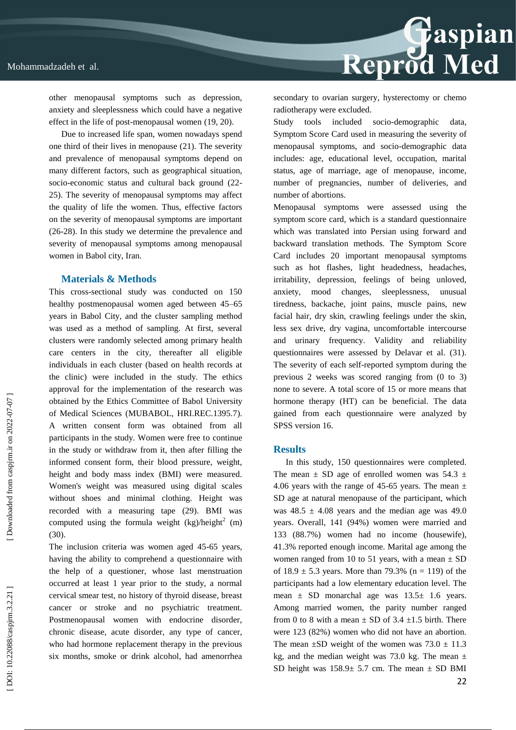other menopausal symptoms such as depression, anxiety and sleeplessness which could have a negative effect in the life of post-menopausal women (19, 20).

Due to increased life span, women nowadays spend one third of their lives in menopause (21). The severity and prevalence of menopausal symptoms depend on many different factors, such as geographical situation, socio-economic status and cultural back ground (22-25). The severity of menopausal symptoms may affect the quality of life the women. Thus, effective factors on the severity of menopausal symptoms are important (26-28). In this study we determine the prevalence and severity of menopausal symptoms among menopausal women in Babol city, Iran.

## Materials & Methods

This cross-sectional study was conducted on 150 healthy postmenopausal women aged between 45–65 years in Babol City, and the cluster sampling method was used as a method of sampling. At first, several clusters were randomly selected among primary health care centers in the city, thereafter all eligible individuals in each cluster (based on health records at the clinic) were included in the study. The ethics approval for the implementation of the research was obtained by the Ethics Committee of Babol University of Medical Sciences (MUBABOL, HRI.REC.1395.7). A written consent form was obtained from all participants in the study. Women were free to continue in the study or withdraw from it, then after filling the informed consent form, their blood pressure, weight, height and body mass index (BMI) were measured. Women's weight was measured using digital scales without shoes and minimal clothing. Height was recorded with a measuring tape (29). BMI was computed using the formula weight (kg)/height$^2$ (m) (30).

The inclusion criteria was women aged 45-65 years, having the ability to comprehend a questionnaire with the help of a questioner, whose last menstruation occurred at least 1 year prior to the study, a normal cervical smear test, no history of thyroid disease, breast cancer or stroke and no psychiatric treatment. Postmenopausal women with endocrine disorder, chronic disease, acute disorder, any type of cancer, who had hormone replacement therapy in the previous six months, smoke or drink alcohol, had amenorrhea secondary to ovarian surgery, hysterectomy or chemo radiotherapy were excluded.

Study tools included socio-demographic data, Symptom Score Card used in measuring the severity of menopausal symptoms, and socio-demographic data includes: age, educational level, occupation, marital status, age of marriage, age of menopause, income, number of pregnancies, number of deliveries, and number of abortions.

Menopausal symptoms were assessed using the symptom score card, which is a standard questionnaire which was translated into Persian using forward and backward translation methods. The Symptom Score Card includes 20 important menopausal symptoms such as hot flashes, light headedness, headaches, irritability, depression, feelings of being unloved, anxiety, mood changes, sleeplessness, unusual tiredness, backache, joint pains, muscle pains, new facial hair, dry skin, crawling feelings under the skin, less sex drive, dry vagina, uncomfortable intercourse and urinary frequency. Validity and reliability questionnaires were assessed by Delavar et al. (31). The severity of each self-reported symptom during the previous 2 weeks was scored ranging from (0 to 3) none to severe. A total score of 15 or more means that hormone therapy (HT) can be beneficial. The data gained from each questionnaire were analyzed by SPSS version 16.

## Results

In this study, 150 questionnaires were completed. The mean ± SD age of enrolled women was 54.3 ± 4.06 years with the range of 45-65 years. The mean ± SD age at natural menopause of the participant, which was 48.5 ± 4.08 years and the median age was 49.0 years. Overall, 141 (94%) women were married and 133 (88.7%) women had no income (housewife), 41.3% reported enough income. Marital age among the women ranged from 10 to 51 years, with a mean ± SD of 18.9 ± 5.3 years. More than 79.3% (n = 119) of the participants had a low elementary education level. The mean ± SD monarchal age was 13.5± 1.6 years. Among married women, the parity number ranged from 0 to 8 with a mean ± SD of 3.4 ±1.5 birth. There were 123 (82%) women who did not have an abortion. The mean ±SD weight of the women was 73.0 ± 11.3 kg, and the median weight was 73.0 kg. The mean ± SD height was 158.9± 5.7 cm. The mean ± SD BMI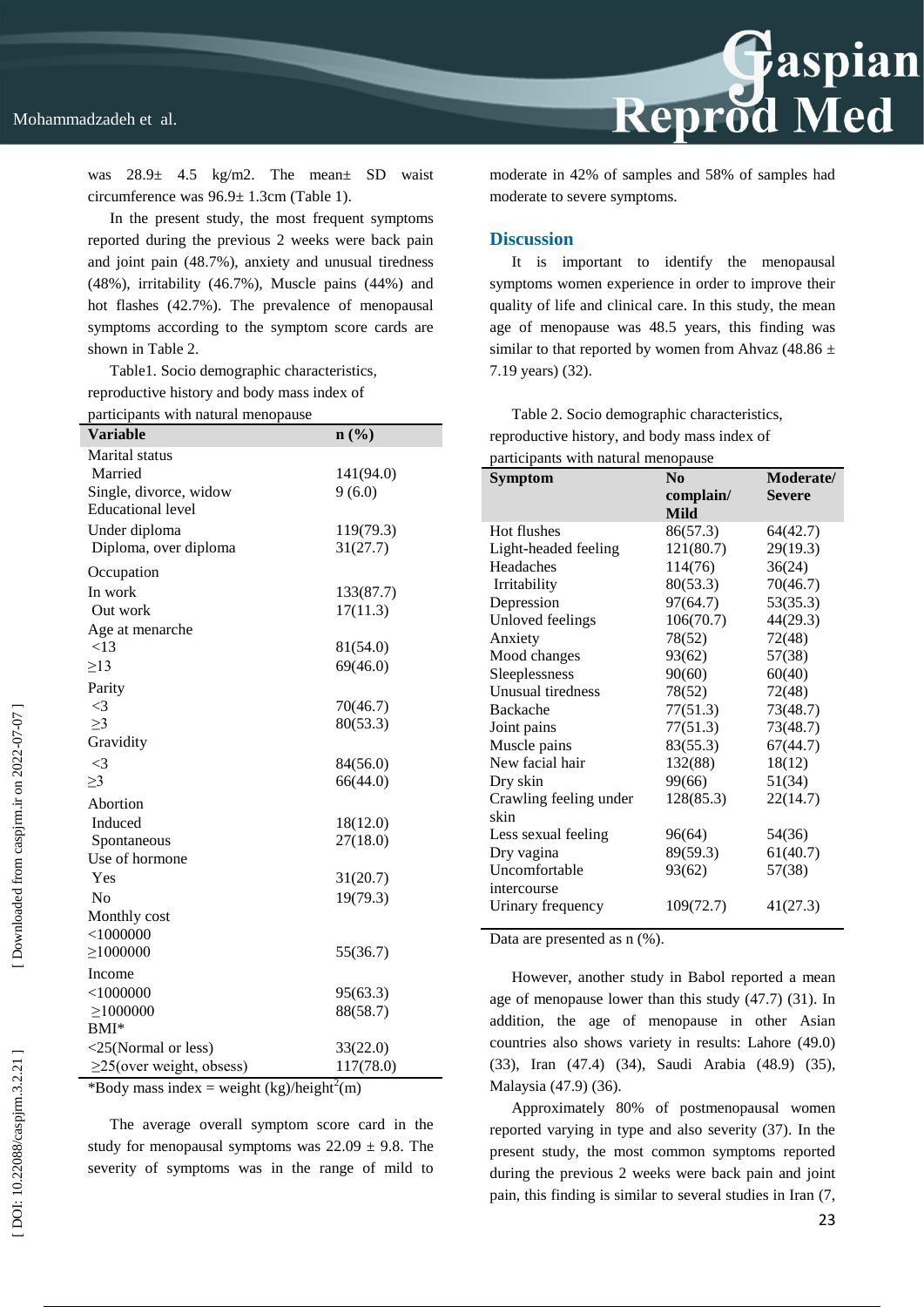was 28.9± 4.5 kg/m2. The mean± SD waist circumference was 96.9± 1.3cm (Table 1).

In the present study, the most frequent symptoms reported during the previous 2 weeks were back pain and joint pain (48.7%), anxiety and unusual tiredness (48%), irritability (46.7%), Muscle pains (44%) and hot flashes (42.7%). The prevalence of menopausal symptoms according to the symptom score cards are shown in Table 2.

Table1. Socio demographic characteristics, reproductive history and body mass index of participants with natural menopause

| Variable | n (%) |
|---|---|
| Marital status | |
| Married | 141(94.0) |
| Single, divorce, widow | 9 (6.0) |
| Educational level | |
| Under diploma | 119(79.3) |
| Diploma, over diploma | 31(27.7) |
| Occupation | |
| In work | 133(87.7) |
| Out work | 17(11.3) |
| Age at menarche | |
| <13 | 81(54.0) |
| ≥13 | 69(46.0) |
| Parity | |
| <3 | 70(46.7) |
| ≥3 | 80(53.3) |
| Gravidity | |
| <3 | 84(56.0) |
| ≥3 | 66(44.0) |
| Abortion | |
| Induced | 18(12.0) |
| Spontaneous | 27(18.0) |
| Use of hormone | |
| Yes | 31(20.7) |
| No | 19(79.3) |
| Monthly cost | |
| <1000000 | |
| ≥1000000 | 55(36.7) |
| Income | |
| <1000000 | 95(63.3) |
| ≥1000000 | 88(58.7) |
| BMI* | |
| <25(Normal or less) | 33(22.0) |
| ≥25(over weight, obsess) | 117(78.0) |

*Body mass index = weight (kg)/height$^2$(m)

The average overall symptom score card in the study for menopausal symptoms was 22.09 ± 9.8. The severity of symptoms was in the range of mild to moderate in 42% of samples and 58% of samples had moderate to severe symptoms.

## Discussion

It is important to identify the menopausal symptoms women experience in order to improve their quality of life and clinical care. In this study, the mean age of menopause was 48.5 years, this finding was similar to that reported by women from Ahvaz (48.86 ± 7.19 years) (32).

Table 2. Socio demographic characteristics, reproductive history, and body mass index of participants with natural menopause

| Symptom | No complain/ Mild | Moderate/ Severe |
|---|---|---|
| Hot flushes | 86(57.3) | 64(42.7) |
| Light-headed feeling | 121(80.7) | 29(19.3) |
| Headaches | 114(76) | 36(24) |
| Irritability | 80(53.3) | 70(46.7) |
| Depression | 97(64.7) | 53(35.3) |
| Unloved feelings | 106(70.7) | 44(29.3) |
| Anxiety | 78(52) | 72(48) |
| Mood changes | 93(62) | 57(38) |
| Sleeplessness | 90(60) | 60(40) |
| Unusual tiredness | 78(52) | 72(48) |
| Backache | 77(51.3) | 73(48.7) |
| Joint pains | 77(51.3) | 73(48.7) |
| Muscle pains | 83(55.3) | 67(44.7) |
| New facial hair | 132(88) | 18(12) |
| Dry skin | 99(66) | 51(34) |
| Crawling feeling under skin | 128(85.3) | 22(14.7) |
| Less sexual feeling | 96(64) | 54(36) |
| Dry vagina | 89(59.3) | 61(40.7) |
| Uncomfortable intercourse | 93(62) | 57(38) |
| Urinary frequency | 109(72.7) | 41(27.3) |

Data are presented as n (%).

However, another study in Babol reported a mean age of menopause lower than this study (47.7) (31). In addition, the age of menopause in other Asian countries also shows variety in results: Lahore (49.0) (33), Iran (47.4) (34), Saudi Arabia (48.9) (35), Malaysia (47.9) (36).

Approximately 80% of postmenopausal women reported varying in type and also severity (37). In the present study, the most common symptoms reported during the previous 2 weeks were back pain and joint pain, this finding is similar to several studies in Iran (7,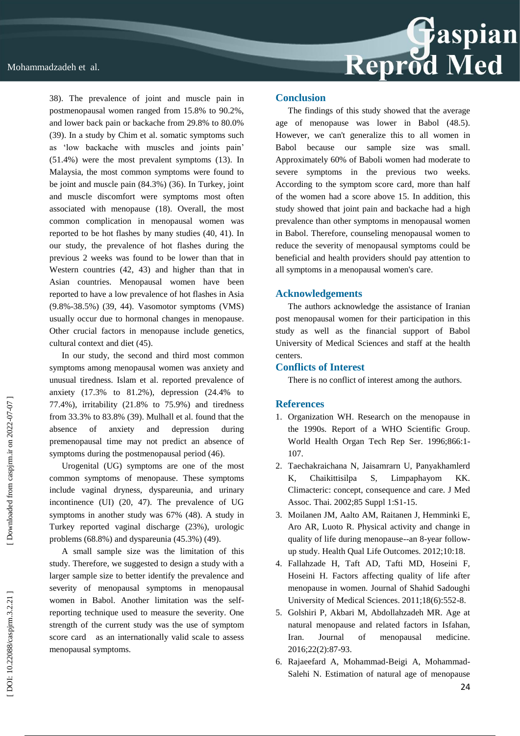38). The prevalence of joint and muscle pain in postmenopausal women ranged from 15.8% to 90.2%, and lower back pain or backache from 29.8% to 80.0% (39). In a study by Chim et al. somatic symptoms such as 'low backache with muscles and joints pain' (51.4%) were the most prevalent symptoms (13). In Malaysia, the most common symptoms were found to be joint and muscle pain (84.3%) (36). In Turkey, joint and muscle discomfort were symptoms most often associated with menopause (18). Overall, the most common complication in menopausal women was reported to be hot flashes by many studies (40, 41). In our study, the prevalence of hot flashes during the previous 2 weeks was found to be lower than that in Western countries (42, 43) and higher than that in Asian countries. Menopausal women have been reported to have a low prevalence of hot flashes in Asia (9.8%-38.5%) (39, 44). Vasomotor symptoms (VMS) usually occur due to hormonal changes in menopause. Other crucial factors in menopause include genetics, cultural context and diet (45).

In our study, the second and third most common symptoms among menopausal women was anxiety and unusual tiredness. Islam et al. reported prevalence of anxiety (17.3% to 81.2%), depression (24.4% to 77.4%), irritability (21.8% to 75.9%) and tiredness from 33.3% to 83.8% (39). Mulhall et al. found that the absence of anxiety and depression during premenopausal time may not predict an absence of symptoms during the postmenopausal period (46).

Urogenital (UG) symptoms are one of the most common symptoms of menopause. These symptoms include vaginal dryness, dyspareunia, and urinary incontinence (UI) (20, 47). The prevalence of UG symptoms in another study was 67% (48). A study in Turkey reported vaginal discharge (23%), urologic problems (68.8%) and dyspareunia (45.3%) (49).

A small sample size was the limitation of this study. Therefore, we suggested to design a study with a larger sample size to better identify the prevalence and severity of menopausal symptoms in menopausal women in Babol. Another limitation was the self-reporting technique used to measure the severity. One strength of the current study was the use of symptom score card as an internationally valid scale to assess menopausal symptoms.

## Conclusion

The findings of this study showed that the average age of menopause was lower in Babol (48.5). However, we can't generalize this to all women in Babol because our sample size was small. Approximately 60% of Baboli women had moderate to severe symptoms in the previous two weeks. According to the symptom score card, more than half of the women had a score above 15. In addition, this study showed that joint pain and backache had a high prevalence than other symptoms in menopausal women in Babol. Therefore, counseling menopausal women to reduce the severity of menopausal symptoms could be beneficial and health providers should pay attention to all symptoms in a menopausal women's care.

## Acknowledgements

The authors acknowledge the assistance of Iranian post menopausal women for their participation in this study as well as the financial support of Babol University of Medical Sciences and staff at the health centers.

## Conflicts of Interest

There is no conflict of interest among the authors.

## References

1. Organization WH. Research on the menopause in the 1990s. Report of a WHO Scientific Group. World Health Organ Tech Rep Ser. 1996;866:1-107.
2. Taechakraichana N, Jaisamrarn U, Panyakhamlerd K, Chaikittisilpa S, Limpaphayom KK. Climacteric: concept, consequence and care. J Med Assoc. Thai. 2002;85 Suppl 1:S1-15.
3. Moilanen JM, Aalto AM, Raitanen J, Hemminki E, Aro AR, Luoto R. Physical activity and change in quality of life during menopause--an 8-year follow-up study. Health Qual Life Outcomes. 2012;10:18.
4. Fallahzade H, Taft AD, Tafti MD, Hoseini F, Hoseini H. Factors affecting quality of life after menopause in women. Journal of Shahid Sadoughi University of Medical Sciences. 2011;18(6):552-8.
5. Golshiri P, Akbari M, Abdollahzadeh MR. Age at natural menopause and related factors in Isfahan, Iran. Journal of menopausal medicine. 2016;22(2):87-93.
6. Rajaeefard A, Mohammad-Beigi A, Mohammad-Salehi N. Estimation of natural age of menopause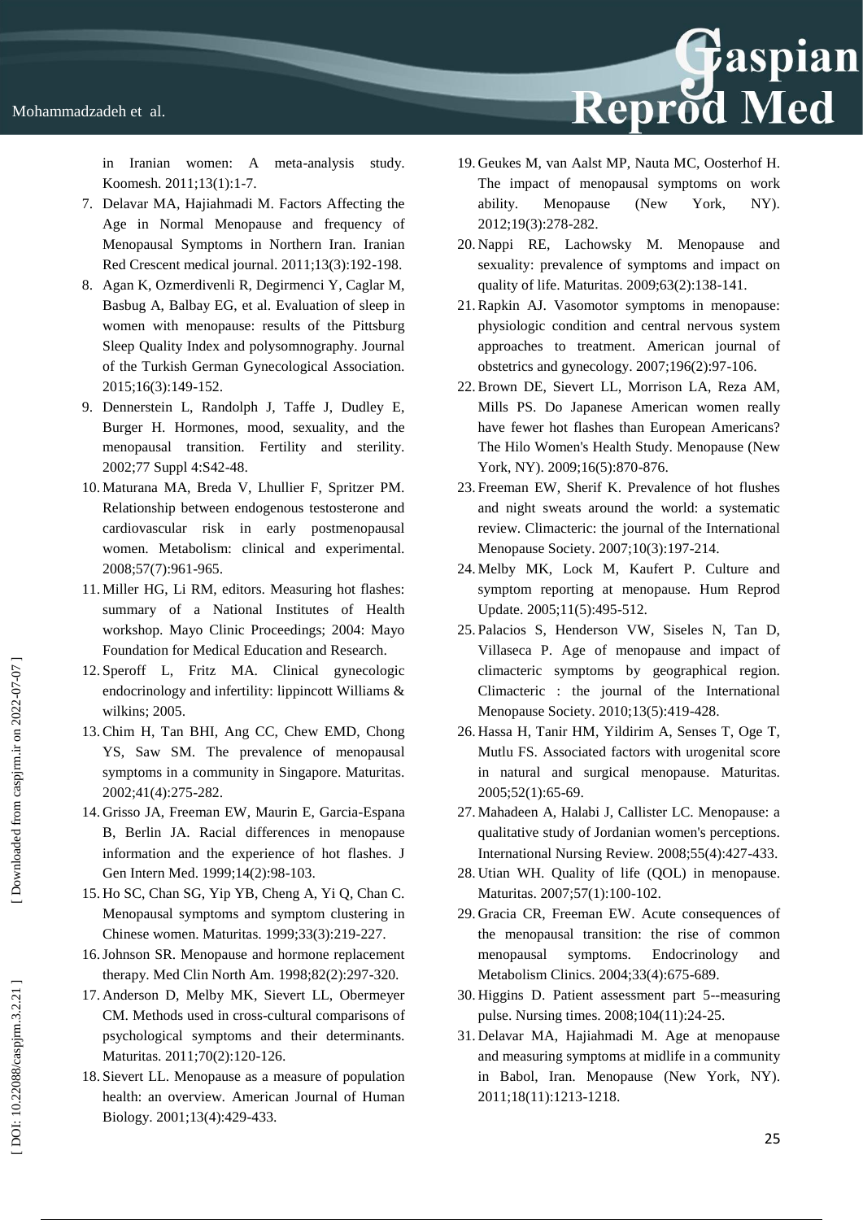in Iranian women: A meta-analysis study. Koomesh. 2011;13(1):1-7.

7. Delavar MA, Hajiahmadi M. Factors Affecting the Age in Normal Menopause and frequency of Menopausal Symptoms in Northern Iran. Iranian Red Crescent medical journal. 2011;13(3):192-198.
8. Agan K, Ozmerdivenli R, Degirmenci Y, Caglar M, Basbug A, Balbay EG, et al. Evaluation of sleep in women with menopause: results of the Pittsburg Sleep Quality Index and polysomnography. Journal of the Turkish German Gynecological Association. 2015;16(3):149-152.
9. Dennerstein L, Randolph J, Taffe J, Dudley E, Burger H. Hormones, mood, sexuality, and the menopausal transition. Fertility and sterility. 2002;77 Suppl 4:S42-48.
10. Maturana MA, Breda V, Lhullier F, Spritzer PM. Relationship between endogenous testosterone and cardiovascular risk in early postmenopausal women. Metabolism: clinical and experimental. 2008;57(7):961-965.
11. Miller HG, Li RM, editors. Measuring hot flashes: summary of a National Institutes of Health workshop. Mayo Clinic Proceedings; 2004: Mayo Foundation for Medical Education and Research.
12. Speroff L, Fritz MA. Clinical gynecologic endocrinology and infertility: lippincott Williams & wilkins; 2005.
13. Chim H, Tan BHI, Ang CC, Chew EMD, Chong YS, Saw SM. The prevalence of menopausal symptoms in a community in Singapore. Maturitas. 2002;41(4):275-282.
14. Grisso JA, Freeman EW, Maurin E, Garcia-Espana B, Berlin JA. Racial differences in menopause information and the experience of hot flashes. J Gen Intern Med. 1999;14(2):98-103.
15. Ho SC, Chan SG, Yip YB, Cheng A, Yi Q, Chan C. Menopausal symptoms and symptom clustering in Chinese women. Maturitas. 1999;33(3):219-227.
16. Johnson SR. Menopause and hormone replacement therapy. Med Clin North Am. 1998;82(2):297-320.
17. Anderson D, Melby MK, Sievert LL, Obermeyer CM. Methods used in cross-cultural comparisons of psychological symptoms and their determinants. Maturitas. 2011;70(2):120-126.
18. Sievert LL. Menopause as a measure of population health: an overview. American Journal of Human Biology. 2001;13(4):429-433.
19. Geukes M, van Aalst MP, Nauta MC, Oosterhof H. The impact of menopausal symptoms on work ability. Menopause (New York, NY). 2012;19(3):278-282.
20. Nappi RE, Lachowsky M. Menopause and sexuality: prevalence of symptoms and impact on quality of life. Maturitas. 2009;63(2):138-141.
21. Rapkin AJ. Vasomotor symptoms in menopause: physiologic condition and central nervous system approaches to treatment. American journal of obstetrics and gynecology. 2007;196(2):97-106.
22. Brown DE, Sievert LL, Morrison LA, Reza AM, Mills PS. Do Japanese American women really have fewer hot flashes than European Americans? The Hilo Women's Health Study. Menopause (New York, NY). 2009;16(5):870-876.
23. Freeman EW, Sherif K. Prevalence of hot flushes and night sweats around the world: a systematic review. Climacteric: the journal of the International Menopause Society. 2007;10(3):197-214.
24. Melby MK, Lock M, Kaufert P. Culture and symptom reporting at menopause. Hum Reprod Update. 2005;11(5):495-512.
25. Palacios S, Henderson VW, Siseles N, Tan D, Villaseca P. Age of menopause and impact of climacteric symptoms by geographical region. Climacteric : the journal of the International Menopause Society. 2010;13(5):419-428.
26. Hassa H, Tanir HM, Yildirim A, Senses T, Oge T, Mutlu FS. Associated factors with urogenital score in natural and surgical menopause. Maturitas. 2005;52(1):65-69.
27. Mahadeen A, Halabi J, Callister LC. Menopause: a qualitative study of Jordanian women's perceptions. International Nursing Review. 2008;55(4):427-433.
28. Utian WH. Quality of life (QOL) in menopause. Maturitas. 2007;57(1):100-102.
29. Gracia CR, Freeman EW. Acute consequences of the menopausal transition: the rise of common menopausal symptoms. Endocrinology and Metabolism Clinics. 2004;33(4):675-689.
30. Higgins D. Patient assessment part 5--measuring pulse. Nursing times. 2008;104(11):24-25.
31. Delavar MA, Hajiahmadi M. Age at menopause and measuring symptoms at midlife in a community in Babol, Iran. Menopause (New York, NY). 2011;18(11):1213-1218.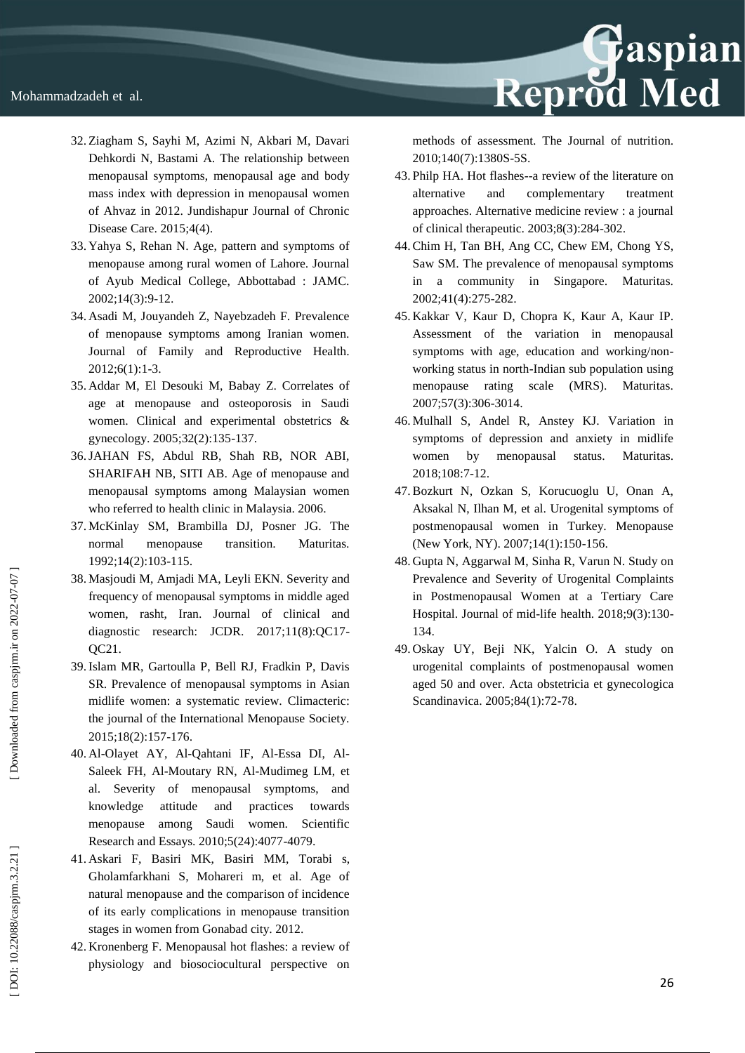32. Ziagham S, Sayhi M, Azimi N, Akbari M, Davari Dehkordi N, Bastami A. The relationship between menopausal symptoms, menopausal age and body mass index with depression in menopausal women of Ahvaz in 2012. Jundishapur Journal of Chronic Disease Care. 2015;4(4).
33. Yahya S, Rehan N. Age, pattern and symptoms of menopause among rural women of Lahore. Journal of Ayub Medical College, Abbottabad : JAMC. 2002;14(3):9-12.
34. Asadi M, Jouyandeh Z, Nayebzadeh F. Prevalence of menopause symptoms among Iranian women. Journal of Family and Reproductive Health. 2012;6(1):1-3.
35. Addar M, El Desouki M, Babay Z. Correlates of age at menopause and osteoporosis in Saudi women. Clinical and experimental obstetrics & gynecology. 2005;32(2):135-137.
36. JAHAN FS, Abdul RB, Shah RB, NOR ABI, SHARIFAH NB, SITI AB. Age of menopause and menopausal symptoms among Malaysian women who referred to health clinic in Malaysia. 2006.
37. McKinlay SM, Brambilla DJ, Posner JG. The normal menopause transition. Maturitas. 1992;14(2):103-115.
38. Masjoudi M, Amjadi MA, Leyli EKN. Severity and frequency of menopausal symptoms in middle aged women, rasht, Iran. Journal of clinical and diagnostic research: JCDR. 2017;11(8):QC17-QC21.
39. Islam MR, Gartoulla P, Bell RJ, Fradkin P, Davis SR. Prevalence of menopausal symptoms in Asian midlife women: a systematic review. Climacteric: the journal of the International Menopause Society. 2015;18(2):157-176.
40. Al-Olayet AY, Al-Qahtani IF, Al-Essa DI, Al-Saleek FH, Al-Moutary RN, Al-Mudimeg LM, et al. Severity of menopausal symptoms, and knowledge attitude and practices towards menopause among Saudi women. Scientific Research and Essays. 2010;5(24):4077-4079.
41. Askari F, Basiri MK, Basiri MM, Torabi s, Gholamfarkhani S, Mohareri m, et al. Age of natural menopause and the comparison of incidence of its early complications in menopause transition stages in women from Gonabad city. 2012.
42. Kronenberg F. Menopausal hot flashes: a review of physiology and biosociocultural perspective on methods of assessment. The Journal of nutrition. 2010;140(7):1380S-5S.
43. Philp HA. Hot flashes--a review of the literature on alternative and complementary treatment approaches. Alternative medicine review : a journal of clinical therapeutic. 2003;8(3):284-302.
44. Chim H, Tan BH, Ang CC, Chew EM, Chong YS, Saw SM. The prevalence of menopausal symptoms in a community in Singapore. Maturitas. 2002;41(4):275-282.
45. Kakkar V, Kaur D, Chopra K, Kaur A, Kaur IP. Assessment of the variation in menopausal symptoms with age, education and working/non-working status in north-Indian sub population using menopause rating scale (MRS). Maturitas. 2007;57(3):306-3014.
46. Mulhall S, Andel R, Anstey KJ. Variation in symptoms of depression and anxiety in midlife women by menopausal status. Maturitas. 2018;108:7-12.
47. Bozkurt N, Ozkan S, Korucuoglu U, Onan A, Aksakal N, Ilhan M, et al. Urogenital symptoms of postmenopausal women in Turkey. Menopause (New York, NY). 2007;14(1):150-156.
48. Gupta N, Aggarwal M, Sinha R, Varun N. Study on Prevalence and Severity of Urogenital Complaints in Postmenopausal Women at a Tertiary Care Hospital. Journal of mid-life health. 2018;9(3):130-134.
49. Oskay UY, Beji NK, Yalcin O. A study on urogenital complaints of postmenopausal women aged 50 and over. Acta obstetricia et gynecologica Scandinavica. 2005;84(1):72-78.